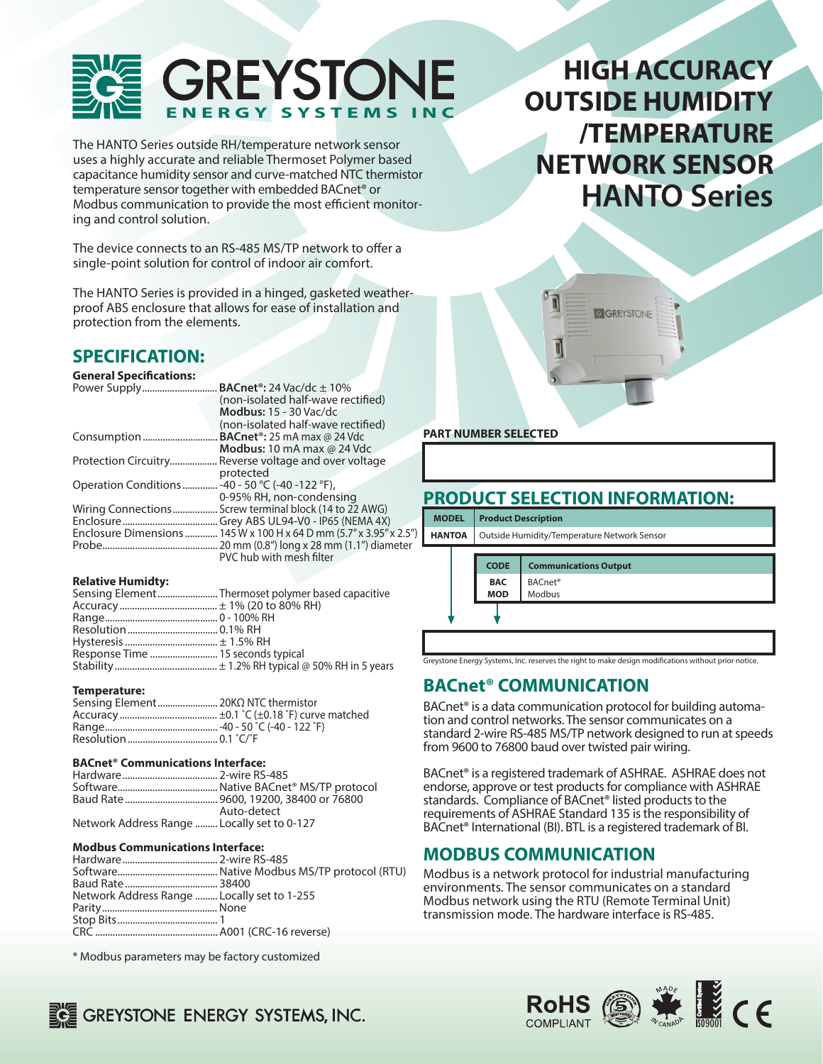# HIGH ACCURACY OUTSIDE HUMIDITY /TEMPERATURE NETWORK SENSOR HANTO Series

The HANTO Series outside RH/temperature network sensor uses a highly accurate and reliable Thermoset Polymer based capacitance humidity sensor and curve-matched NTC thermistor temperature sensor together with embedded BACnet® or Modbus communication to provide the most efficient monitoring and control solution.

The device connects to an RS-485 MS/TP network to offer a single-point solution for control of indoor air comfort.

The HANTO Series is provided in a hinged, gasketed weatherproof ABS enclosure that allows for ease of installation and protection from the elements.

## SPECIFICATION:

### General Specifications:

| | |
|---|---|
| Power Supply | **BACnet®:** 24 Vac/dc ± 10% (non-isolated half-wave rectified)<br>**Modbus:** 15 - 30 Vac/dc (non-isolated half-wave rectified) |
| Consumption | **BACnet®:** 25 mA max @ 24 Vdc<br>**Modbus:** 10 mA max @ 24 Vdc |
| Protection Circuitry | Reverse voltage and over voltage protected |
| Operation Conditions | -40 - 50 °C (-40 -122 °F), 0-95% RH, non-condensing |
| Wiring Connections | Screw terminal block (14 to 22 AWG) |
| Enclosure | Grey ABS UL94-V0 - IP65 (NEMA 4X) |
| Enclosure Dimensions | 145 W x 100 H x 64 D mm (5.7" x 3.95" x 2.5") |
| Probe | 20 mm (0.8") long x 28 mm (1.1") diameter PVC hub with mesh filter |

### Relative Humidty:

| | |
|---|---|
| Sensing Element | Thermoset polymer based capacitive |
| Accuracy | ± 1% (20 to 80% RH) |
| Range | 0 - 100% RH |
| Resolution | 0.1% RH |
| Hysteresis | ± 1.5% RH |
| Response Time | 15 seconds typical |
| Stability | ± 1.2% RH typical @ 50% RH in 5 years |

### Temperature:

| | |
|---|---|
| Sensing Element | 20KΩ NTC thermistor |
| Accuracy | ±0.1 ˚C (±0.18 ˚F) curve matched |
| Range | -40 - 50 ˚C (-40 - 122 ˚F) |
| Resolution | 0.1 ˚C/˚F |

### BACnet® Communications Interface:

| | |
|---|---|
| Hardware | 2-wire RS-485 |
| Software | Native BACnet® MS/TP protocol |
| Baud Rate | 9600, 19200, 38400 or 76800 Auto-detect |
| Network Address Range | Locally set to 0-127 |

### Modbus Communications Interface:

| | |
|---|---|
| Hardware | 2-wire RS-485 |
| Software | Native Modbus MS/TP protocol (RTU) |
| Baud Rate | 38400 |
| Network Address Range | Locally set to 1-255 |
| Parity | None |
| Stop Bits | 1 |
| CRC | A001 (CRC-16 reverse) |

\* Modbus parameters may be factory customized

**PART NUMBER SELECTED**

## PRODUCT SELECTION INFORMATION:

| MODEL | Product Description |
|---|---|
| HANTOA | Outside Humidity/Temperature Network Sensor |

| CODE | Communications Output |
|---|---|
| BAC | BACnet® |
| MOD | Modbus |

Greystone Energy Systems, Inc. reserves the right to make design modifications without prior notice.

## BACnet® COMMUNICATION

BACnet® is a data communication protocol for building automation and control networks. The sensor communicates on a standard 2-wire RS-485 MS/TP network designed to run at speeds from 9600 to 76800 baud over twisted pair wiring.

BACnet® is a registered trademark of ASHRAE. ASHRAE does not endorse, approve or test products for compliance with ASHRAE standards. Compliance of BACnet® listed products to the requirements of ASHRAE Standard 135 is the responsibility of BACnet® International (BI). BTL is a registered trademark of BI.

## MODBUS COMMUNICATION

Modbus is a network protocol for industrial manufacturing environments. The sensor communicates on a standard Modbus network using the RTU (Remote Terminal Unit) transmission mode. The hardware interface is RS-485.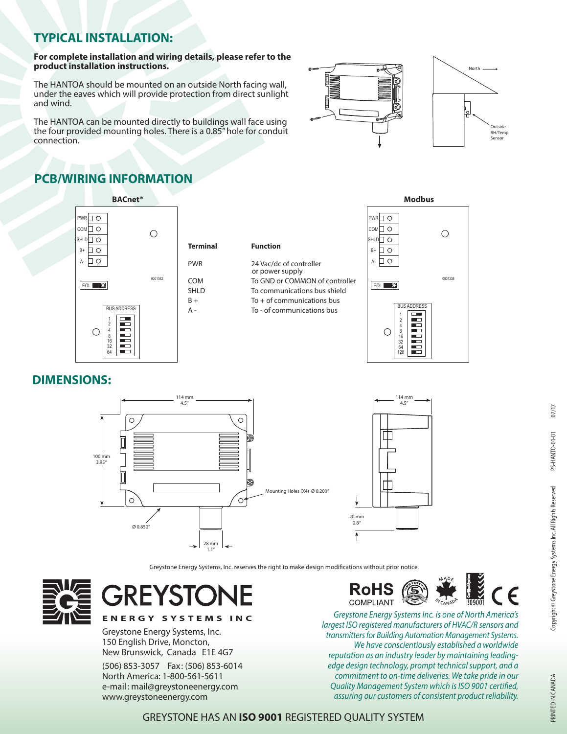## TYPICAL INSTALLATION:

**For complete installation and wiring details, please refer to the product installation instructions.**

The HANTOA should be mounted on an outside North facing wall, under the eaves which will provide protection from direct sunlight and wind.

The HANTOA can be mounted directly to buildings wall face using the four provided mounting holes. There is a 0.85" hole for conduit connection.

North

Outside RH/Temp Sensor

## PCB/WIRING INFORMATION

**BACnet®**

PWR
COM
SHLD
B+
A-
EOL
0001342
BUS ADDRESS
1
2
4
8
16
32
64

| Terminal | Function |
|---|---|
| PWR | 24 Vac/dc of controller or power supply |
| COM | To GND or COMMON of controller |
| SHLD | To communications bus shield |
| B + | To + of communications bus |
| A - | To - of communications bus |

**Modbus**

PWR
COM
SHLD
B+
A-
EOL
0001338
BUS ADDRESS
1
2
4
8
16
32
64
128

## DIMENSIONS:

114 mm
4.5"

100 mm
3.95"

Mounting Holes (X4) Ø 0.200"

Ø 0.850"

28 mm
1.1"

114 mm
4.5"

20 mm
0.8"

Greystone Energy Systems, Inc. reserves the right to make design modifications without prior notice.

**GREYSTONE**
ENERGY SYSTEMS INC

Greystone Energy Systems, Inc.
150 English Drive, Moncton,
New Brunswick, Canada E1E 4G7

(506) 853-3057 Fax: (506) 853-6014
North America: 1-800-561-5611
e-mail: mail@greystoneenergy.com
www.greystoneenergy.com

RoHS COMPLIANT

*Greystone Energy Systems Inc. is one of North America's largest ISO registered manufacturers of HVAC/R sensors and transmitters for Building Automation Management Systems. We have conscientiously established a worldwide reputation as an industry leader by maintaining leading-edge design technology, prompt technical support, and a commitment to on-time deliveries. We take pride in our Quality Management System which is ISO 9001 certified, assuring our customers of consistent product reliability.*

GREYSTONE HAS AN **ISO 9001** REGISTERED QUALITY SYSTEM

PRINTED IN CANADA Copyright © Greystone Energy Systems Inc. All Rights Reserved PS-HANTO-01-01 07/17